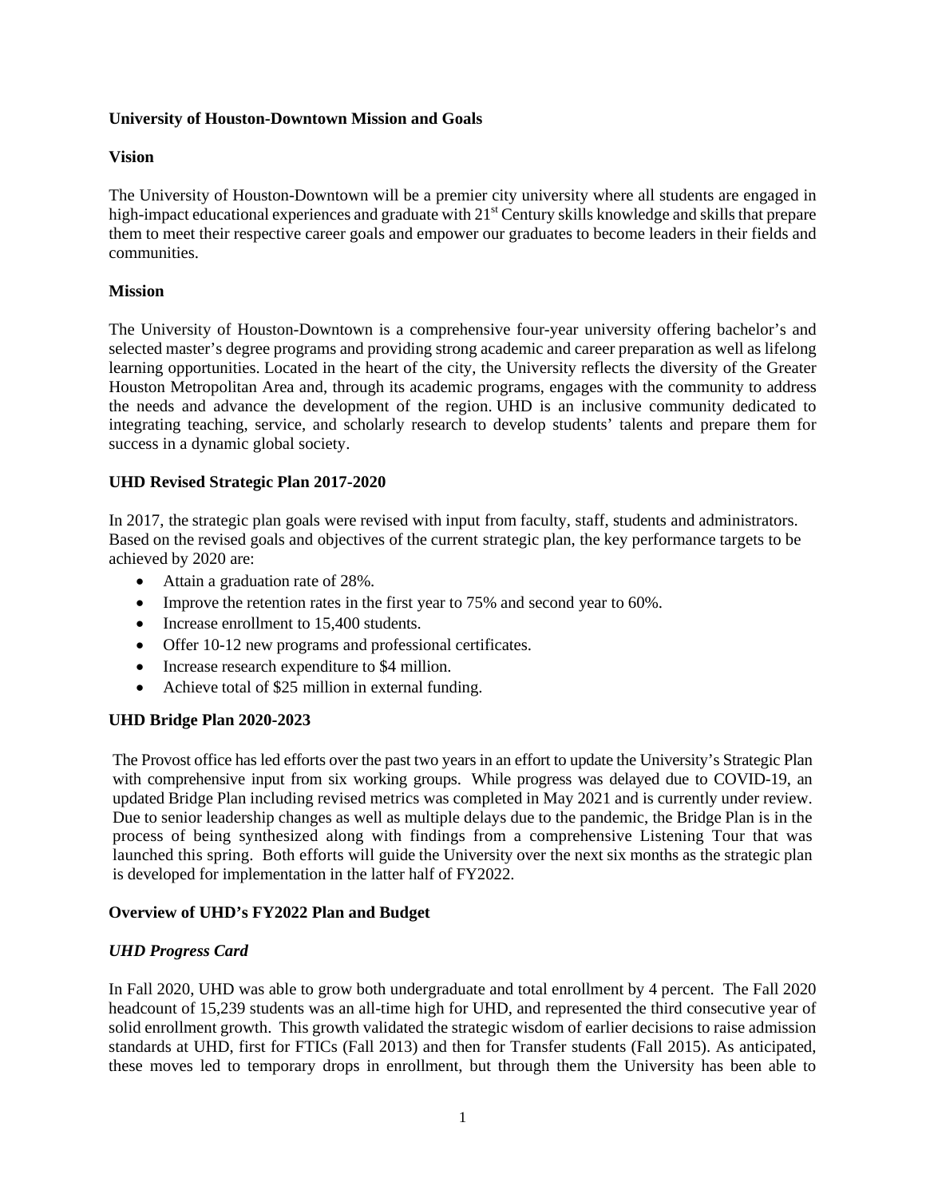**University of Houston-Downtown Mission and Goals**

**Vision**

The University of Houston-Downtown will be a premier city university where all students are engaged in high-impact educational experiences and graduate with 21st Century skills knowledge and skills that prepare them to meet their respective career goals and empower our graduates to become leaders in their fields and communities.

**Mission**

The University of Houston-Downtown is a comprehensive four-year university offering bachelor's and selected master's degree programs and providing strong academic and career preparation as well as lifelong learning opportunities. Located in the heart of the city, the University reflects the diversity of the Greater Houston Metropolitan Area and, through its academic programs, engages with the community to address the needs and advance the development of the region. UHD is an inclusive community dedicated to integrating teaching, service, and scholarly research to develop students' talents and prepare them for success in a dynamic global society.

**UHD Revised Strategic Plan 2017-2020**

In 2017, the strategic plan goals were revised with input from faculty, staff, students and administrators. Based on the revised goals and objectives of the current strategic plan, the key performance targets to be achieved by 2020 are:

- Attain a graduation rate of 28%.
- Improve the retention rates in the first year to 75% and second year to 60%.
- Increase enrollment to 15,400 students.
- Offer 10-12 new programs and professional certificates.
- Increase research expenditure to $4 million.
- Achieve total of $25 million in external funding.

**UHD Bridge Plan 2020-2023**

The Provost office has led efforts over the past two years in an effort to update the University's Strategic Plan with comprehensive input from six working groups. While progress was delayed due to COVID-19, an updated Bridge Plan including revised metrics was completed in May 2021 and is currently under review. Due to senior leadership changes as well as multiple delays due to the pandemic, the Bridge Plan is in the process of being synthesized along with findings from a comprehensive Listening Tour that was launched this spring. Both efforts will guide the University over the next six months as the strategic plan is developed for implementation in the latter half of FY2022.

**Overview of UHD's FY2022 Plan and Budget**

***UHD Progress Card***

In Fall 2020, UHD was able to grow both undergraduate and total enrollment by 4 percent. The Fall 2020 headcount of 15,239 students was an all-time high for UHD, and represented the third consecutive year of solid enrollment growth. This growth validated the strategic wisdom of earlier decisions to raise admission standards at UHD, first for FTICs (Fall 2013) and then for Transfer students (Fall 2015). As anticipated, these moves led to temporary drops in enrollment, but through them the University has been able to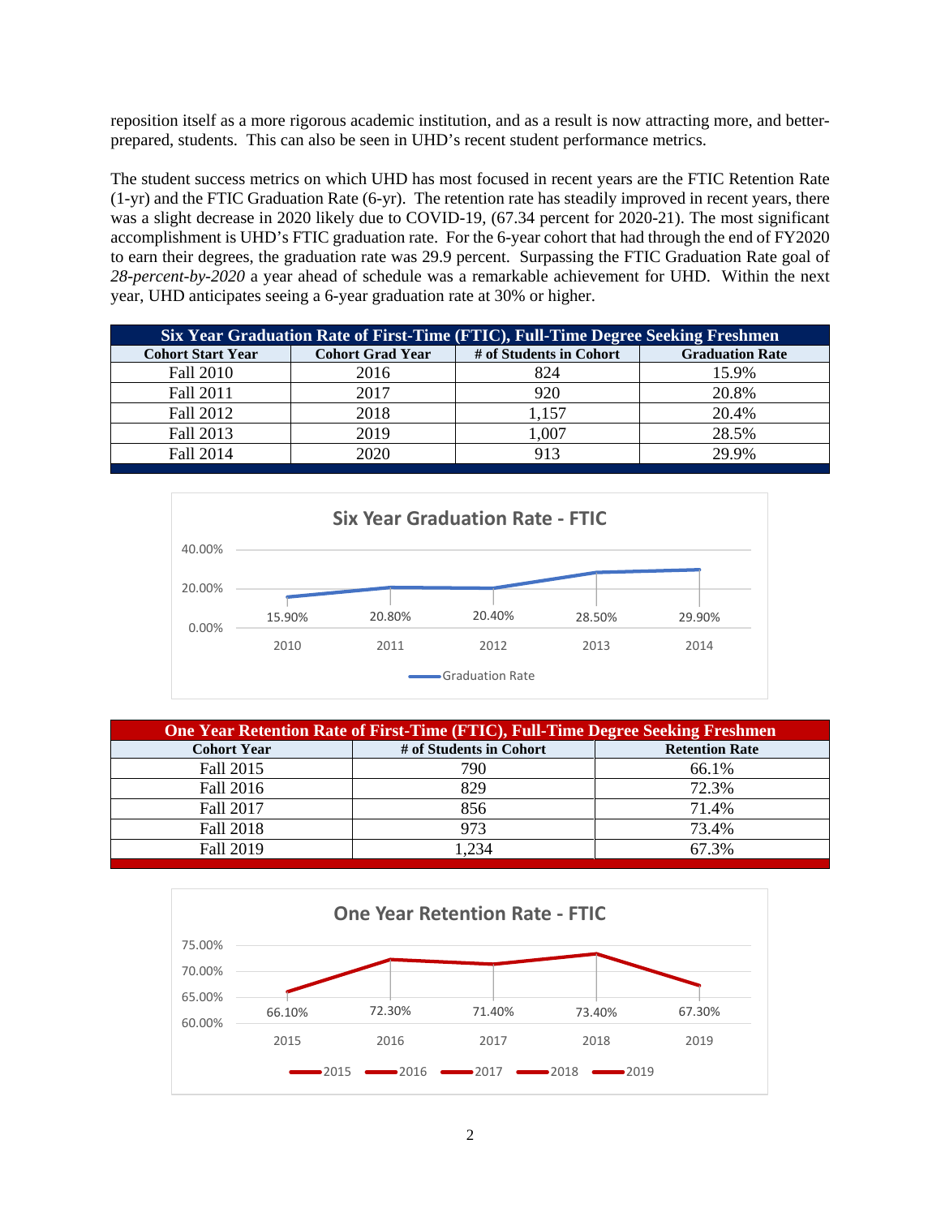reposition itself as a more rigorous academic institution, and as a result is now attracting more, and better-prepared, students. This can also be seen in UHD's recent student performance metrics.

The student success metrics on which UHD has most focused in recent years are the FTIC Retention Rate (1-yr) and the FTIC Graduation Rate (6-yr). The retention rate has steadily improved in recent years, there was a slight decrease in 2020 likely due to COVID-19, (67.34 percent for 2020-21). The most significant accomplishment is UHD's FTIC graduation rate. For the 6-year cohort that had through the end of FY2020 to earn their degrees, the graduation rate was 29.9 percent. Surpassing the FTIC Graduation Rate goal of *28-percent-by-2020* a year ahead of schedule was a remarkable achievement for UHD. Within the next year, UHD anticipates seeing a 6-year graduation rate at 30% or higher.

| Six Year Graduation Rate of First-Time (FTIC), Full-Time Degree Seeking Freshmen | | | |
|---|---|---|---|
| **Cohort Start Year** | **Cohort Grad Year** | **# of Students in Cohort** | **Graduation Rate** |
| Fall 2010 | 2016 | 824 | 15.9% |
| Fall 2011 | 2017 | 920 | 20.8% |
| Fall 2012 | 2018 | 1,157 | 20.4% |
| Fall 2013 | 2019 | 1,007 | 28.5% |
| Fall 2014 | 2020 | 913 | 29.9% |

**Six Year Graduation Rate - FTIC**

| | 2010 | 2011 | 2012 | 2013 | 2014 |
|---|---|---|---|---|---|
| Graduation Rate | 15.90% | 20.80% | 20.40% | 28.50% | 29.90% |

| One Year Retention Rate of First-Time (FTIC), Full-Time Degree Seeking Freshmen | | |
|---|---|---|
| **Cohort Year** | **# of Students in Cohort** | **Retention Rate** |
| Fall 2015 | 790 | 66.1% |
| Fall 2016 | 829 | 72.3% |
| Fall 2017 | 856 | 71.4% |
| Fall 2018 | 973 | 73.4% |
| Fall 2019 | 1,234 | 67.3% |

**One Year Retention Rate - FTIC**

| 2015 | 2016 | 2017 | 2018 | 2019 |
|---|---|---|---|---|
| 66.10% | 72.30% | 71.40% | 73.40% | 67.30% |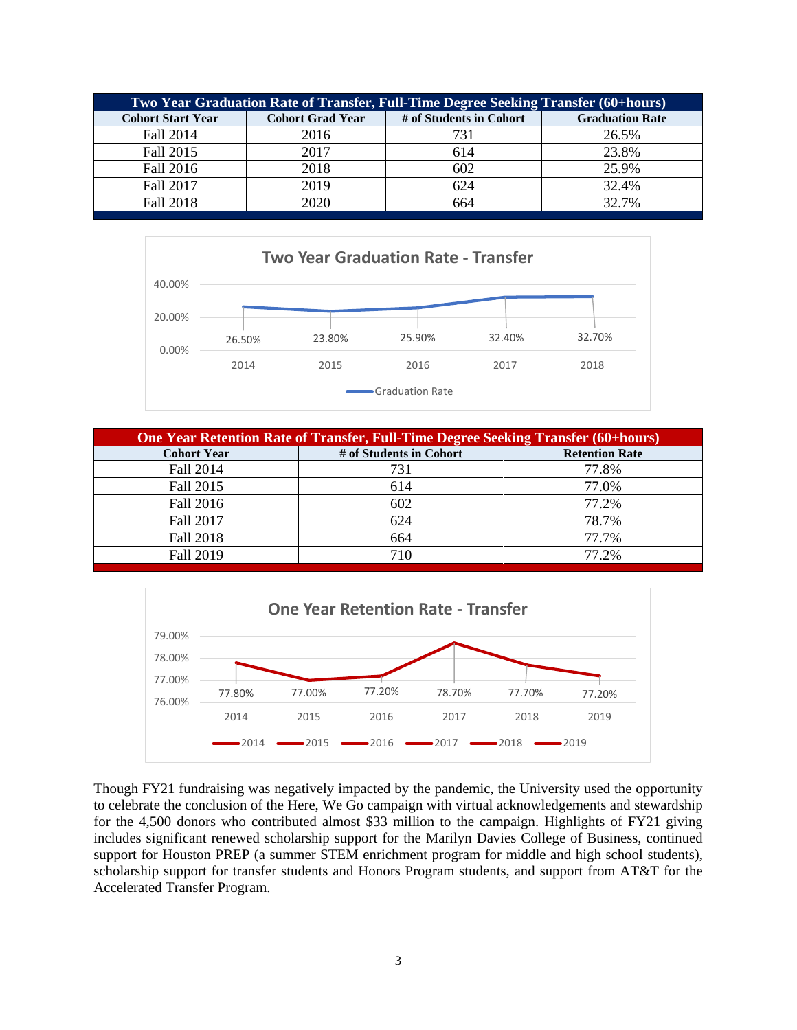| Two Year Graduation Rate of Transfer, Full-Time Degree Seeking Transfer (60+hours) | | | |
|---|---|---|---|
| Cohort Start Year | Cohort Grad Year | # of Students in Cohort | Graduation Rate |
| Fall 2014 | 2016 | 731 | 26.5% |
| Fall 2015 | 2017 | 614 | 23.8% |
| Fall 2016 | 2018 | 602 | 25.9% |
| Fall 2017 | 2019 | 624 | 32.4% |
| Fall 2018 | 2020 | 664 | 32.7% |

**Two Year Graduation Rate - Transfer**

| Year | Graduation Rate |
|---|---|
| 2014 | 26.50% |
| 2015 | 23.80% |
| 2016 | 25.90% |
| 2017 | 32.40% |
| 2018 | 32.70% |

| One Year Retention Rate of Transfer, Full-Time Degree Seeking Transfer (60+hours) | | |
|---|---|---|
| Cohort Year | # of Students in Cohort | Retention Rate |
| Fall 2014 | 731 | 77.8% |
| Fall 2015 | 614 | 77.0% |
| Fall 2016 | 602 | 77.2% |
| Fall 2017 | 624 | 78.7% |
| Fall 2018 | 664 | 77.7% |
| Fall 2019 | 710 | 77.2% |

**One Year Retention Rate - Transfer**

| Year | Retention Rate |
|---|---|
| 2014 | 77.80% |
| 2015 | 77.00% |
| 2016 | 77.20% |
| 2017 | 78.70% |
| 2018 | 77.70% |
| 2019 | 77.20% |

Though FY21 fundraising was negatively impacted by the pandemic, the University used the opportunity to celebrate the conclusion of the Here, We Go campaign with virtual acknowledgements and stewardship for the 4,500 donors who contributed almost $33 million to the campaign. Highlights of FY21 giving includes significant renewed scholarship support for the Marilyn Davies College of Business, continued support for Houston PREP (a summer STEM enrichment program for middle and high school students), scholarship support for transfer students and Honors Program students, and support from AT&T for the Accelerated Transfer Program.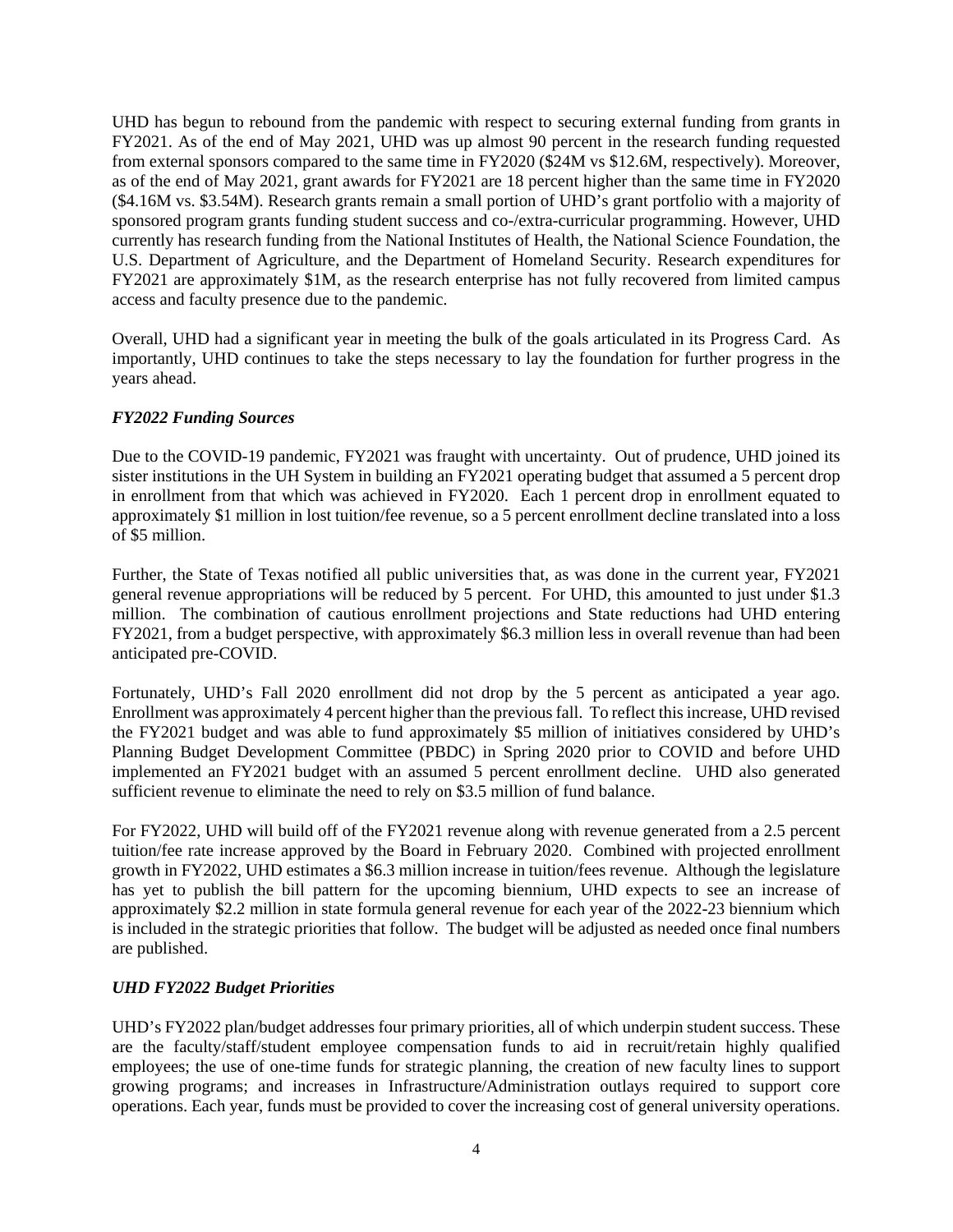UHD has begun to rebound from the pandemic with respect to securing external funding from grants in FY2021. As of the end of May 2021, UHD was up almost 90 percent in the research funding requested from external sponsors compared to the same time in FY2020 ($24M vs $12.6M, respectively). Moreover, as of the end of May 2021, grant awards for FY2021 are 18 percent higher than the same time in FY2020 ($4.16M vs. $3.54M). Research grants remain a small portion of UHD's grant portfolio with a majority of sponsored program grants funding student success and co-/extra-curricular programming. However, UHD currently has research funding from the National Institutes of Health, the National Science Foundation, the U.S. Department of Agriculture, and the Department of Homeland Security. Research expenditures for FY2021 are approximately $1M, as the research enterprise has not fully recovered from limited campus access and faculty presence due to the pandemic.

Overall, UHD had a significant year in meeting the bulk of the goals articulated in its Progress Card. As importantly, UHD continues to take the steps necessary to lay the foundation for further progress in the years ahead.

### *FY2022 Funding Sources*

Due to the COVID-19 pandemic, FY2021 was fraught with uncertainty. Out of prudence, UHD joined its sister institutions in the UH System in building an FY2021 operating budget that assumed a 5 percent drop in enrollment from that which was achieved in FY2020. Each 1 percent drop in enrollment equated to approximately $1 million in lost tuition/fee revenue, so a 5 percent enrollment decline translated into a loss of $5 million.

Further, the State of Texas notified all public universities that, as was done in the current year, FY2021 general revenue appropriations will be reduced by 5 percent. For UHD, this amounted to just under $1.3 million. The combination of cautious enrollment projections and State reductions had UHD entering FY2021, from a budget perspective, with approximately $6.3 million less in overall revenue than had been anticipated pre-COVID.

Fortunately, UHD's Fall 2020 enrollment did not drop by the 5 percent as anticipated a year ago. Enrollment was approximately 4 percent higher than the previous fall. To reflect this increase, UHD revised the FY2021 budget and was able to fund approximately $5 million of initiatives considered by UHD's Planning Budget Development Committee (PBDC) in Spring 2020 prior to COVID and before UHD implemented an FY2021 budget with an assumed 5 percent enrollment decline. UHD also generated sufficient revenue to eliminate the need to rely on $3.5 million of fund balance.

For FY2022, UHD will build off of the FY2021 revenue along with revenue generated from a 2.5 percent tuition/fee rate increase approved by the Board in February 2020. Combined with projected enrollment growth in FY2022, UHD estimates a $6.3 million increase in tuition/fees revenue. Although the legislature has yet to publish the bill pattern for the upcoming biennium, UHD expects to see an increase of approximately $2.2 million in state formula general revenue for each year of the 2022-23 biennium which is included in the strategic priorities that follow. The budget will be adjusted as needed once final numbers are published.

### *UHD FY2022 Budget Priorities*

UHD's FY2022 plan/budget addresses four primary priorities, all of which underpin student success. These are the faculty/staff/student employee compensation funds to aid in recruit/retain highly qualified employees; the use of one-time funds for strategic planning, the creation of new faculty lines to support growing programs; and increases in Infrastructure/Administration outlays required to support core operations. Each year, funds must be provided to cover the increasing cost of general university operations.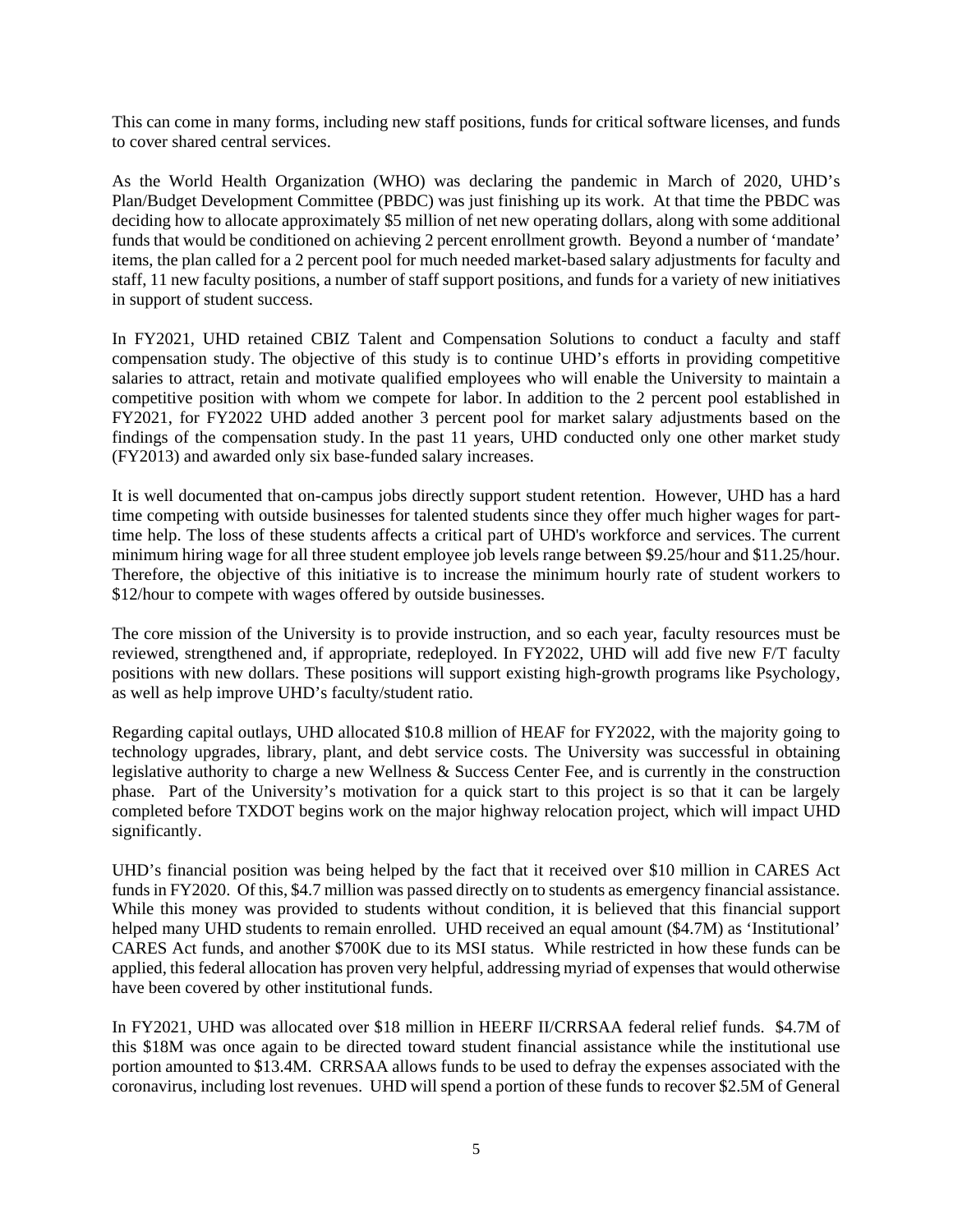This can come in many forms, including new staff positions, funds for critical software licenses, and funds to cover shared central services.

As the World Health Organization (WHO) was declaring the pandemic in March of 2020, UHD's Plan/Budget Development Committee (PBDC) was just finishing up its work. At that time the PBDC was deciding how to allocate approximately $5 million of net new operating dollars, along with some additional funds that would be conditioned on achieving 2 percent enrollment growth. Beyond a number of 'mandate' items, the plan called for a 2 percent pool for much needed market-based salary adjustments for faculty and staff, 11 new faculty positions, a number of staff support positions, and funds for a variety of new initiatives in support of student success.

In FY2021, UHD retained CBIZ Talent and Compensation Solutions to conduct a faculty and staff compensation study. The objective of this study is to continue UHD's efforts in providing competitive salaries to attract, retain and motivate qualified employees who will enable the University to maintain a competitive position with whom we compete for labor. In addition to the 2 percent pool established in FY2021, for FY2022 UHD added another 3 percent pool for market salary adjustments based on the findings of the compensation study. In the past 11 years, UHD conducted only one other market study (FY2013) and awarded only six base-funded salary increases.

It is well documented that on-campus jobs directly support student retention. However, UHD has a hard time competing with outside businesses for talented students since they offer much higher wages for part-time help. The loss of these students affects a critical part of UHD's workforce and services. The current minimum hiring wage for all three student employee job levels range between $9.25/hour and $11.25/hour. Therefore, the objective of this initiative is to increase the minimum hourly rate of student workers to $12/hour to compete with wages offered by outside businesses.

The core mission of the University is to provide instruction, and so each year, faculty resources must be reviewed, strengthened and, if appropriate, redeployed. In FY2022, UHD will add five new F/T faculty positions with new dollars. These positions will support existing high-growth programs like Psychology, as well as help improve UHD's faculty/student ratio.

Regarding capital outlays, UHD allocated $10.8 million of HEAF for FY2022, with the majority going to technology upgrades, library, plant, and debt service costs. The University was successful in obtaining legislative authority to charge a new Wellness & Success Center Fee, and is currently in the construction phase. Part of the University's motivation for a quick start to this project is so that it can be largely completed before TXDOT begins work on the major highway relocation project, which will impact UHD significantly.

UHD's financial position was being helped by the fact that it received over $10 million in CARES Act funds in FY2020. Of this, $4.7 million was passed directly on to students as emergency financial assistance. While this money was provided to students without condition, it is believed that this financial support helped many UHD students to remain enrolled. UHD received an equal amount ($4.7M) as 'Institutional' CARES Act funds, and another $700K due to its MSI status. While restricted in how these funds can be applied, this federal allocation has proven very helpful, addressing myriad of expenses that would otherwise have been covered by other institutional funds.

In FY2021, UHD was allocated over $18 million in HEERF II/CRRSAA federal relief funds. $4.7M of this $18M was once again to be directed toward student financial assistance while the institutional use portion amounted to $13.4M. CRRSAA allows funds to be used to defray the expenses associated with the coronavirus, including lost revenues. UHD will spend a portion of these funds to recover $2.5M of General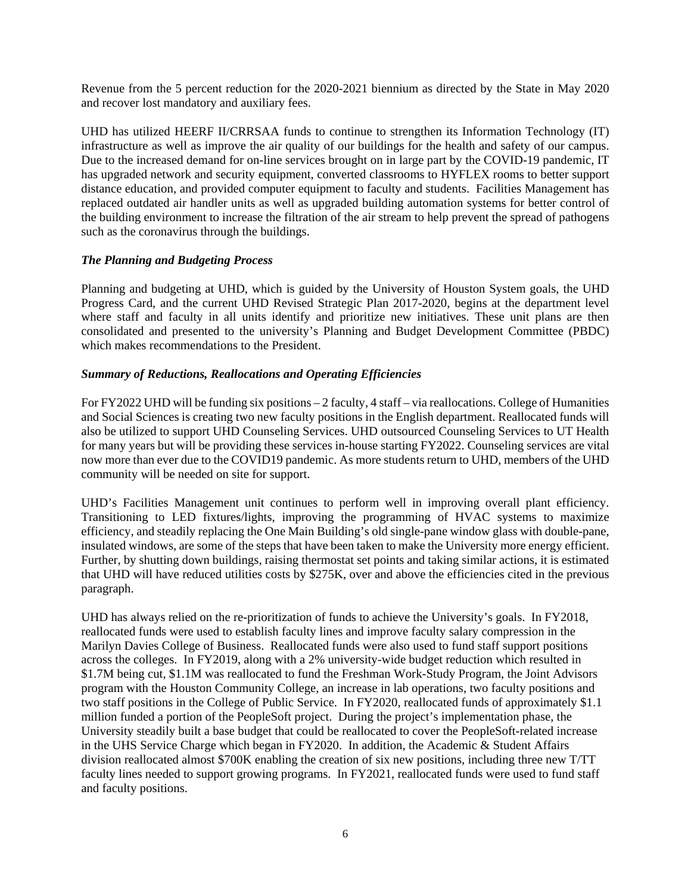Revenue from the 5 percent reduction for the 2020-2021 biennium as directed by the State in May 2020 and recover lost mandatory and auxiliary fees.

UHD has utilized HEERF II/CRRSAA funds to continue to strengthen its Information Technology (IT) infrastructure as well as improve the air quality of our buildings for the health and safety of our campus. Due to the increased demand for on-line services brought on in large part by the COVID-19 pandemic, IT has upgraded network and security equipment, converted classrooms to HYFLEX rooms to better support distance education, and provided computer equipment to faculty and students. Facilities Management has replaced outdated air handler units as well as upgraded building automation systems for better control of the building environment to increase the filtration of the air stream to help prevent the spread of pathogens such as the coronavirus through the buildings.

***The Planning and Budgeting Process***

Planning and budgeting at UHD, which is guided by the University of Houston System goals, the UHD Progress Card, and the current UHD Revised Strategic Plan 2017-2020, begins at the department level where staff and faculty in all units identify and prioritize new initiatives. These unit plans are then consolidated and presented to the university's Planning and Budget Development Committee (PBDC) which makes recommendations to the President.

***Summary of Reductions, Reallocations and Operating Efficiencies***

For FY2022 UHD will be funding six positions – 2 faculty, 4 staff – via reallocations. College of Humanities and Social Sciences is creating two new faculty positions in the English department. Reallocated funds will also be utilized to support UHD Counseling Services. UHD outsourced Counseling Services to UT Health for many years but will be providing these services in-house starting FY2022. Counseling services are vital now more than ever due to the COVID19 pandemic. As more students return to UHD, members of the UHD community will be needed on site for support.

UHD's Facilities Management unit continues to perform well in improving overall plant efficiency. Transitioning to LED fixtures/lights, improving the programming of HVAC systems to maximize efficiency, and steadily replacing the One Main Building's old single-pane window glass with double-pane, insulated windows, are some of the steps that have been taken to make the University more energy efficient. Further, by shutting down buildings, raising thermostat set points and taking similar actions, it is estimated that UHD will have reduced utilities costs by $275K, over and above the efficiencies cited in the previous paragraph.

UHD has always relied on the re-prioritization of funds to achieve the University's goals. In FY2018, reallocated funds were used to establish faculty lines and improve faculty salary compression in the Marilyn Davies College of Business. Reallocated funds were also used to fund staff support positions across the colleges. In FY2019, along with a 2% university-wide budget reduction which resulted in $1.7M being cut, $1.1M was reallocated to fund the Freshman Work-Study Program, the Joint Advisors program with the Houston Community College, an increase in lab operations, two faculty positions and two staff positions in the College of Public Service. In FY2020, reallocated funds of approximately $1.1 million funded a portion of the PeopleSoft project. During the project's implementation phase, the University steadily built a base budget that could be reallocated to cover the PeopleSoft-related increase in the UHS Service Charge which began in FY2020. In addition, the Academic & Student Affairs division reallocated almost $700K enabling the creation of six new positions, including three new T/TT faculty lines needed to support growing programs. In FY2021, reallocated funds were used to fund staff and faculty positions.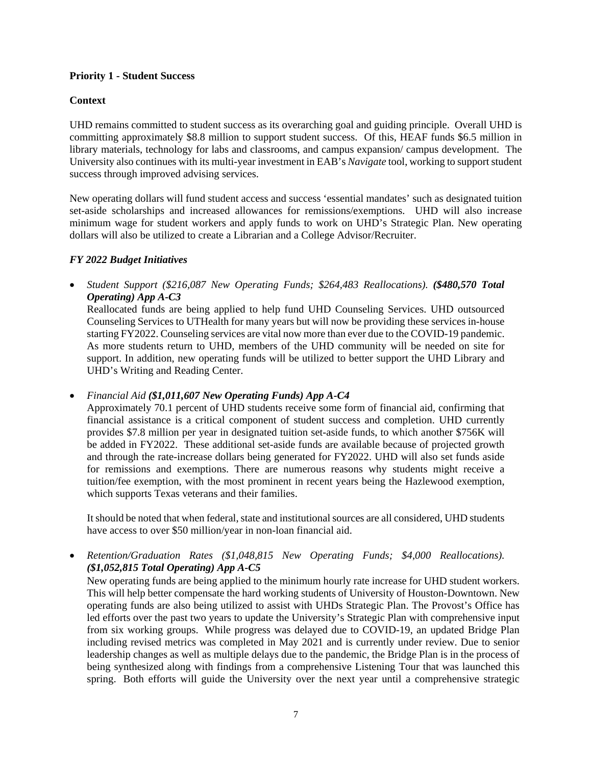**Priority 1 - Student Success**

**Context**

UHD remains committed to student success as its overarching goal and guiding principle. Overall UHD is committing approximately $8.8 million to support student success. Of this, HEAF funds $6.5 million in library materials, technology for labs and classrooms, and campus expansion/ campus development. The University also continues with its multi-year investment in EAB's *Navigate* tool, working to support student success through improved advising services.

New operating dollars will fund student access and success 'essential mandates' such as designated tuition set-aside scholarships and increased allowances for remissions/exemptions. UHD will also increase minimum wage for student workers and apply funds to work on UHD's Strategic Plan. New operating dollars will also be utilized to create a Librarian and a College Advisor/Recruiter.

***FY 2022 Budget Initiatives***

- *Student Support ($216,087 New Operating Funds; $264,483 Reallocations).* ***($480,570 Total Operating) App A-C3***
  Reallocated funds are being applied to help fund UHD Counseling Services. UHD outsourced Counseling Services to UTHealth for many years but will now be providing these services in-house starting FY2022. Counseling services are vital now more than ever due to the COVID-19 pandemic. As more students return to UHD, members of the UHD community will be needed on site for support. In addition, new operating funds will be utilized to better support the UHD Library and UHD's Writing and Reading Center.

- *Financial Aid* ***($1,011,607 New Operating Funds) App A-C4***
  Approximately 70.1 percent of UHD students receive some form of financial aid, confirming that financial assistance is a critical component of student success and completion. UHD currently provides $7.8 million per year in designated tuition set-aside funds, to which another $756K will be added in FY2022. These additional set-aside funds are available because of projected growth and through the rate-increase dollars being generated for FY2022. UHD will also set funds aside for remissions and exemptions. There are numerous reasons why students might receive a tuition/fee exemption, with the most prominent in recent years being the Hazlewood exemption, which supports Texas veterans and their families.

  It should be noted that when federal, state and institutional sources are all considered, UHD students have access to over $50 million/year in non-loan financial aid.

- *Retention/Graduation Rates ($1,048,815 New Operating Funds; $4,000 Reallocations).* ***($1,052,815 Total Operating) App A-C5***
  New operating funds are being applied to the minimum hourly rate increase for UHD student workers. This will help better compensate the hard working students of University of Houston-Downtown. New operating funds are also being utilized to assist with UHDs Strategic Plan. The Provost's Office has led efforts over the past two years to update the University's Strategic Plan with comprehensive input from six working groups. While progress was delayed due to COVID-19, an updated Bridge Plan including revised metrics was completed in May 2021 and is currently under review. Due to senior leadership changes as well as multiple delays due to the pandemic, the Bridge Plan is in the process of being synthesized along with findings from a comprehensive Listening Tour that was launched this spring. Both efforts will guide the University over the next year until a comprehensive strategic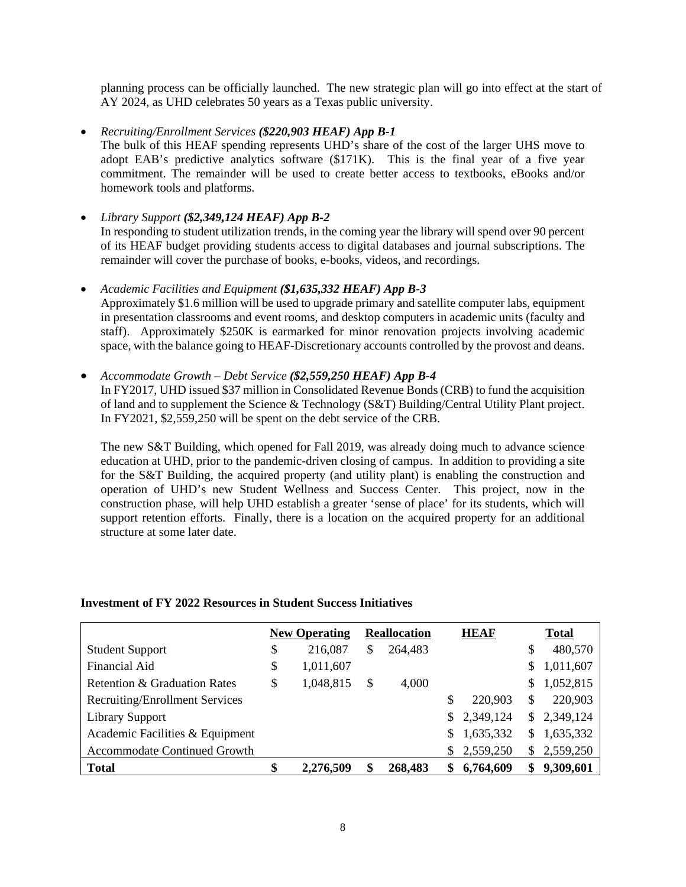planning process can be officially launched. The new strategic plan will go into effect at the start of AY 2024, as UHD celebrates 50 years as a Texas public university.

- *Recruiting/Enrollment Services **($220,903 HEAF) App B-1***
  The bulk of this HEAF spending represents UHD's share of the cost of the larger UHS move to adopt EAB's predictive analytics software ($171K). This is the final year of a five year commitment. The remainder will be used to create better access to textbooks, eBooks and/or homework tools and platforms.

- *Library Support **($2,349,124 HEAF) App B-2***
  In responding to student utilization trends, in the coming year the library will spend over 90 percent of its HEAF budget providing students access to digital databases and journal subscriptions. The remainder will cover the purchase of books, e-books, videos, and recordings.

- *Academic Facilities and Equipment **($1,635,332 HEAF) App B-3***
  Approximately $1.6 million will be used to upgrade primary and satellite computer labs, equipment in presentation classrooms and event rooms, and desktop computers in academic units (faculty and staff). Approximately $250K is earmarked for minor renovation projects involving academic space, with the balance going to HEAF-Discretionary accounts controlled by the provost and deans.

- *Accommodate Growth – Debt Service **($2,559,250 HEAF) App B-4***
  In FY2017, UHD issued $37 million in Consolidated Revenue Bonds (CRB) to fund the acquisition of land and to supplement the Science & Technology (S&T) Building/Central Utility Plant project. In FY2021, $2,559,250 will be spent on the debt service of the CRB.

  The new S&T Building, which opened for Fall 2019, was already doing much to advance science education at UHD, prior to the pandemic-driven closing of campus. In addition to providing a site for the S&T Building, the acquired property (and utility plant) is enabling the construction and operation of UHD's new Student Wellness and Success Center. This project, now in the construction phase, will help UHD establish a greater 'sense of place' for its students, which will support retention efforts. Finally, there is a location on the acquired property for an additional structure at some later date.

**Investment of FY 2022 Resources in Student Success Initiatives**

| | New Operating | Reallocation | HEAF | Total |
|---|---|---|---|---|
| Student Support | $ 216,087 | $ 264,483 | | $ 480,570 |
| Financial Aid | $ 1,011,607 | | | $ 1,011,607 |
| Retention & Graduation Rates | $ 1,048,815 | $ 4,000 | | $ 1,052,815 |
| Recruiting/Enrollment Services | | | $ 220,903 | $ 220,903 |
| Library Support | | | $ 2,349,124 | $ 2,349,124 |
| Academic Facilities & Equipment | | | $ 1,635,332 | $ 1,635,332 |
| Accommodate Continued Growth | | | $ 2,559,250 | $ 2,559,250 |
| **Total** | **$ 2,276,509** | **$ 268,483** | **$ 6,764,609** | **$ 9,309,601** |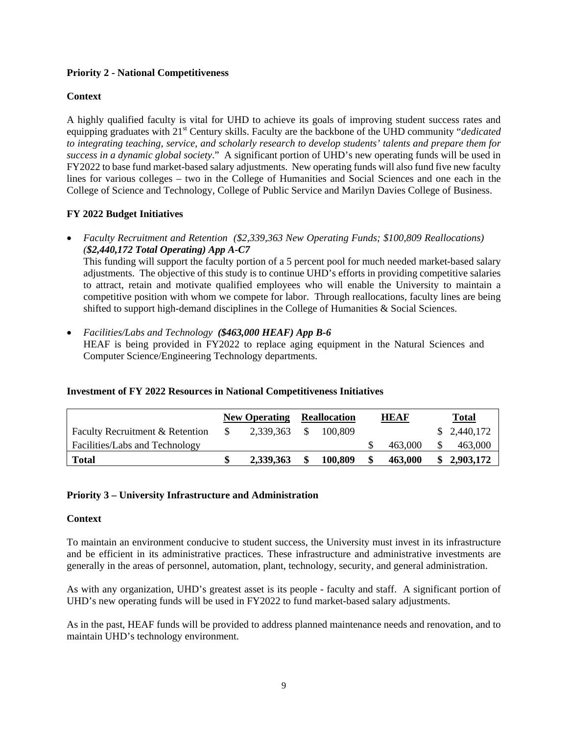**Priority 2 - National Competitiveness**

**Context**

A highly qualified faculty is vital for UHD to achieve its goals of improving student success rates and equipping graduates with 21st Century skills. Faculty are the backbone of the UHD community "*dedicated to integrating teaching, service, and scholarly research to develop students' talents and prepare them for success in a dynamic global society*." A significant portion of UHD's new operating funds will be used in FY2022 to base fund market-based salary adjustments. New operating funds will also fund five new faculty lines for various colleges – two in the College of Humanities and Social Sciences and one each in the College of Science and Technology, College of Public Service and Marilyn Davies College of Business.

**FY 2022 Budget Initiatives**

- *Faculty Recruitment and Retention ($2,339,363 New Operating Funds; $100,809 Reallocations)* ***($2,440,172 Total Operating) App A-C7***
  This funding will support the faculty portion of a 5 percent pool for much needed market-based salary adjustments. The objective of this study is to continue UHD's efforts in providing competitive salaries to attract, retain and motivate qualified employees who will enable the University to maintain a competitive position with whom we compete for labor. Through reallocations, faculty lines are being shifted to support high-demand disciplines in the College of Humanities & Social Sciences.

- *Facilities/Labs and Technology* ***($463,000 HEAF) App B-6***
  HEAF is being provided in FY2022 to replace aging equipment in the Natural Sciences and Computer Science/Engineering Technology departments.

**Investment of FY 2022 Resources in National Competitiveness Initiatives**

| | New Operating | Reallocation | HEAF | Total |
|---|---|---|---|---|
| Faculty Recruitment & Retention | $ 2,339,363 | $ 100,809 | | $ 2,440,172 |
| Facilities/Labs and Technology | | | $ 463,000 | $ 463,000 |
| **Total** | **$ 2,339,363** | **$ 100,809** | **$ 463,000** | **$ 2,903,172** |

**Priority 3 – University Infrastructure and Administration**

**Context**

To maintain an environment conducive to student success, the University must invest in its infrastructure and be efficient in its administrative practices. These infrastructure and administrative investments are generally in the areas of personnel, automation, plant, technology, security, and general administration.

As with any organization, UHD's greatest asset is its people - faculty and staff. A significant portion of UHD's new operating funds will be used in FY2022 to fund market-based salary adjustments.

As in the past, HEAF funds will be provided to address planned maintenance needs and renovation, and to maintain UHD's technology environment.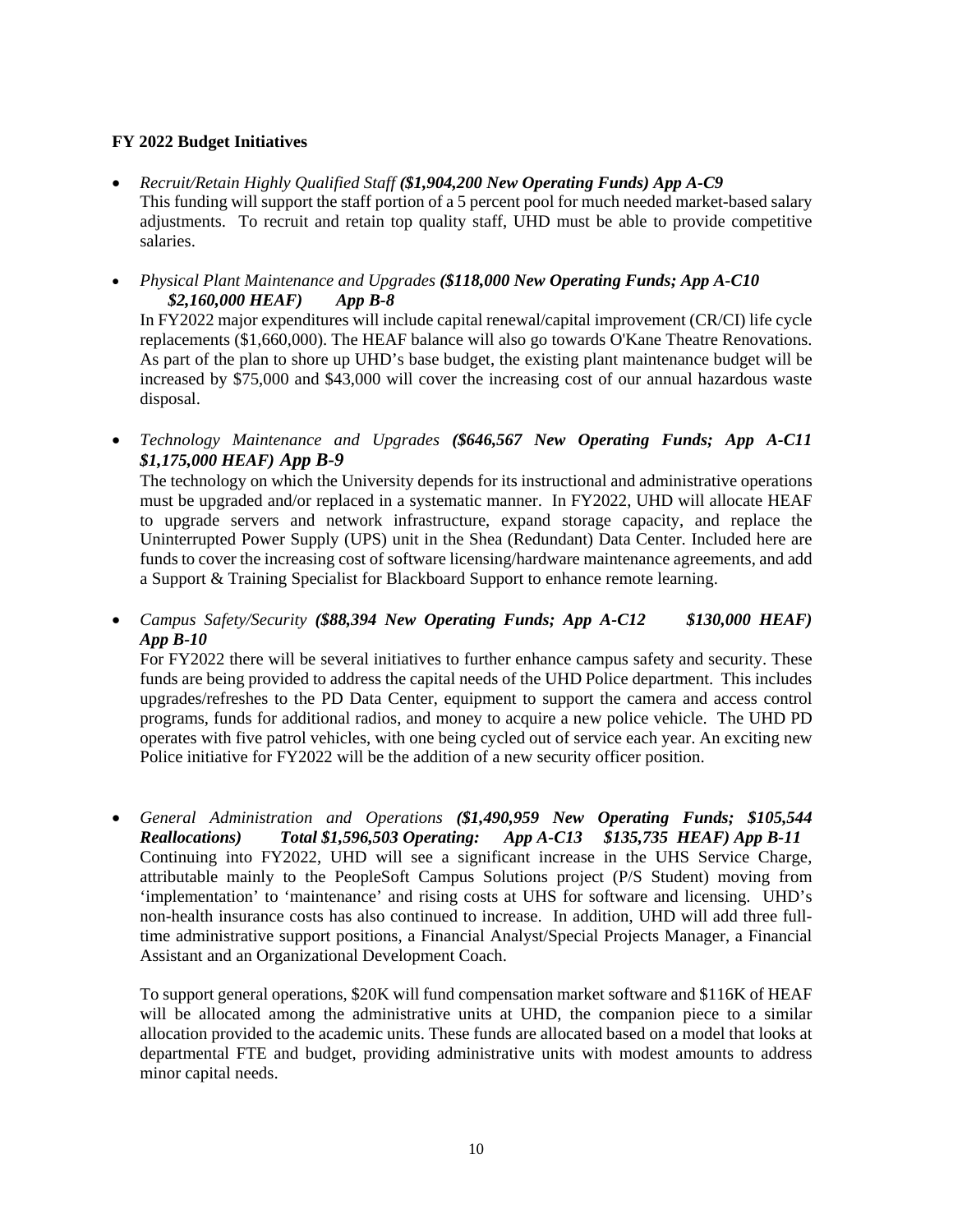**FY 2022 Budget Initiatives**

- *Recruit/Retain Highly Qualified Staff **($1,904,200 New Operating Funds) App A-C9***
  This funding will support the staff portion of a 5 percent pool for much needed market-based salary adjustments. To recruit and retain top quality staff, UHD must be able to provide competitive salaries.

- *Physical Plant Maintenance and Upgrades **($118,000 New Operating Funds; App A-C10 $2,160,000 HEAF) App B-8***
  In FY2022 major expenditures will include capital renewal/capital improvement (CR/CI) life cycle replacements ($1,660,000). The HEAF balance will also go towards O'Kane Theatre Renovations. As part of the plan to shore up UHD's base budget, the existing plant maintenance budget will be increased by $75,000 and $43,000 will cover the increasing cost of our annual hazardous waste disposal.

- *Technology Maintenance and Upgrades **($646,567 New Operating Funds; App A-C11 $1,175,000 HEAF) App B-9***
  The technology on which the University depends for its instructional and administrative operations must be upgraded and/or replaced in a systematic manner. In FY2022, UHD will allocate HEAF to upgrade servers and network infrastructure, expand storage capacity, and replace the Uninterrupted Power Supply (UPS) unit in the Shea (Redundant) Data Center. Included here are funds to cover the increasing cost of software licensing/hardware maintenance agreements, and add a Support & Training Specialist for Blackboard Support to enhance remote learning.

- *Campus Safety/Security **($88,394 New Operating Funds; App A-C12 $130,000 HEAF) App B-10***
  For FY2022 there will be several initiatives to further enhance campus safety and security. These funds are being provided to address the capital needs of the UHD Police department. This includes upgrades/refreshes to the PD Data Center, equipment to support the camera and access control programs, funds for additional radios, and money to acquire a new police vehicle. The UHD PD operates with five patrol vehicles, with one being cycled out of service each year. An exciting new Police initiative for FY2022 will be the addition of a new security officer position.

- *General Administration and Operations **($1,490,959 New Operating Funds; $105,544 Reallocations) Total $1,596,503 Operating: App A-C13 $135,735 HEAF) App B-11***
  Continuing into FY2022, UHD will see a significant increase in the UHS Service Charge, attributable mainly to the PeopleSoft Campus Solutions project (P/S Student) moving from 'implementation' to 'maintenance' and rising costs at UHS for software and licensing. UHD's non-health insurance costs has also continued to increase. In addition, UHD will add three full-time administrative support positions, a Financial Analyst/Special Projects Manager, a Financial Assistant and an Organizational Development Coach.

  To support general operations, $20K will fund compensation market software and $116K of HEAF will be allocated among the administrative units at UHD, the companion piece to a similar allocation provided to the academic units. These funds are allocated based on a model that looks at departmental FTE and budget, providing administrative units with modest amounts to address minor capital needs.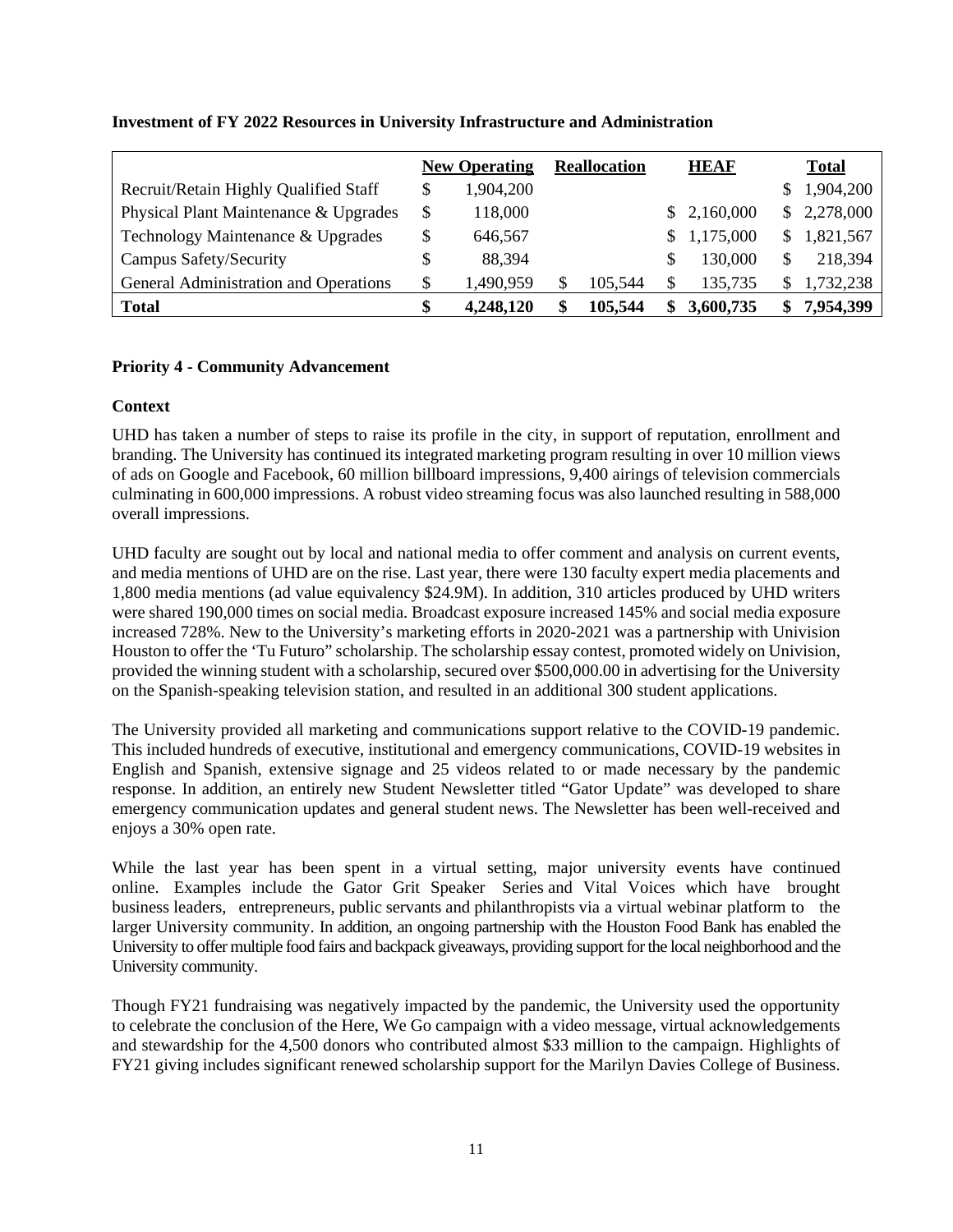**Investment of FY 2022 Resources in University Infrastructure and Administration**

| | New Operating | Reallocation | HEAF | Total |
|---|---|---|---|---|
| Recruit/Retain Highly Qualified Staff | $ 1,904,200 | | | $ 1,904,200 |
| Physical Plant Maintenance & Upgrades | $ 118,000 | | $ 2,160,000 | $ 2,278,000 |
| Technology Maintenance & Upgrades | $ 646,567 | | $ 1,175,000 | $ 1,821,567 |
| Campus Safety/Security | $ 88,394 | | $ 130,000 | $ 218,394 |
| General Administration and Operations | $ 1,490,959 | $ 105,544 | $ 135,735 | $ 1,732,238 |
| **Total** | **$ 4,248,120** | **$ 105,544** | **$ 3,600,735** | **$ 7,954,399** |

**Priority 4 - Community Advancement**

**Context**

UHD has taken a number of steps to raise its profile in the city, in support of reputation, enrollment and branding. The University has continued its integrated marketing program resulting in over 10 million views of ads on Google and Facebook, 60 million billboard impressions, 9,400 airings of television commercials culminating in 600,000 impressions. A robust video streaming focus was also launched resulting in 588,000 overall impressions.

UHD faculty are sought out by local and national media to offer comment and analysis on current events, and media mentions of UHD are on the rise. Last year, there were 130 faculty expert media placements and 1,800 media mentions (ad value equivalency $24.9M). In addition, 310 articles produced by UHD writers were shared 190,000 times on social media. Broadcast exposure increased 145% and social media exposure increased 728%. New to the University's marketing efforts in 2020-2021 was a partnership with Univision Houston to offer the 'Tu Futuro" scholarship. The scholarship essay contest, promoted widely on Univision, provided the winning student with a scholarship, secured over $500,000.00 in advertising for the University on the Spanish-speaking television station, and resulted in an additional 300 student applications.

The University provided all marketing and communications support relative to the COVID-19 pandemic. This included hundreds of executive, institutional and emergency communications, COVID-19 websites in English and Spanish, extensive signage and 25 videos related to or made necessary by the pandemic response. In addition, an entirely new Student Newsletter titled "Gator Update" was developed to share emergency communication updates and general student news. The Newsletter has been well-received and enjoys a 30% open rate.

While the last year has been spent in a virtual setting, major university events have continued online. Examples include the Gator Grit Speaker Series and Vital Voices which have brought business leaders, entrepreneurs, public servants and philanthropists via a virtual webinar platform to the larger University community. In addition, an ongoing partnership with the Houston Food Bank has enabled the University to offer multiple food fairs and backpack giveaways, providing support for the local neighborhood and the University community.

Though FY21 fundraising was negatively impacted by the pandemic, the University used the opportunity to celebrate the conclusion of the Here, We Go campaign with a video message, virtual acknowledgements and stewardship for the 4,500 donors who contributed almost $33 million to the campaign. Highlights of FY21 giving includes significant renewed scholarship support for the Marilyn Davies College of Business.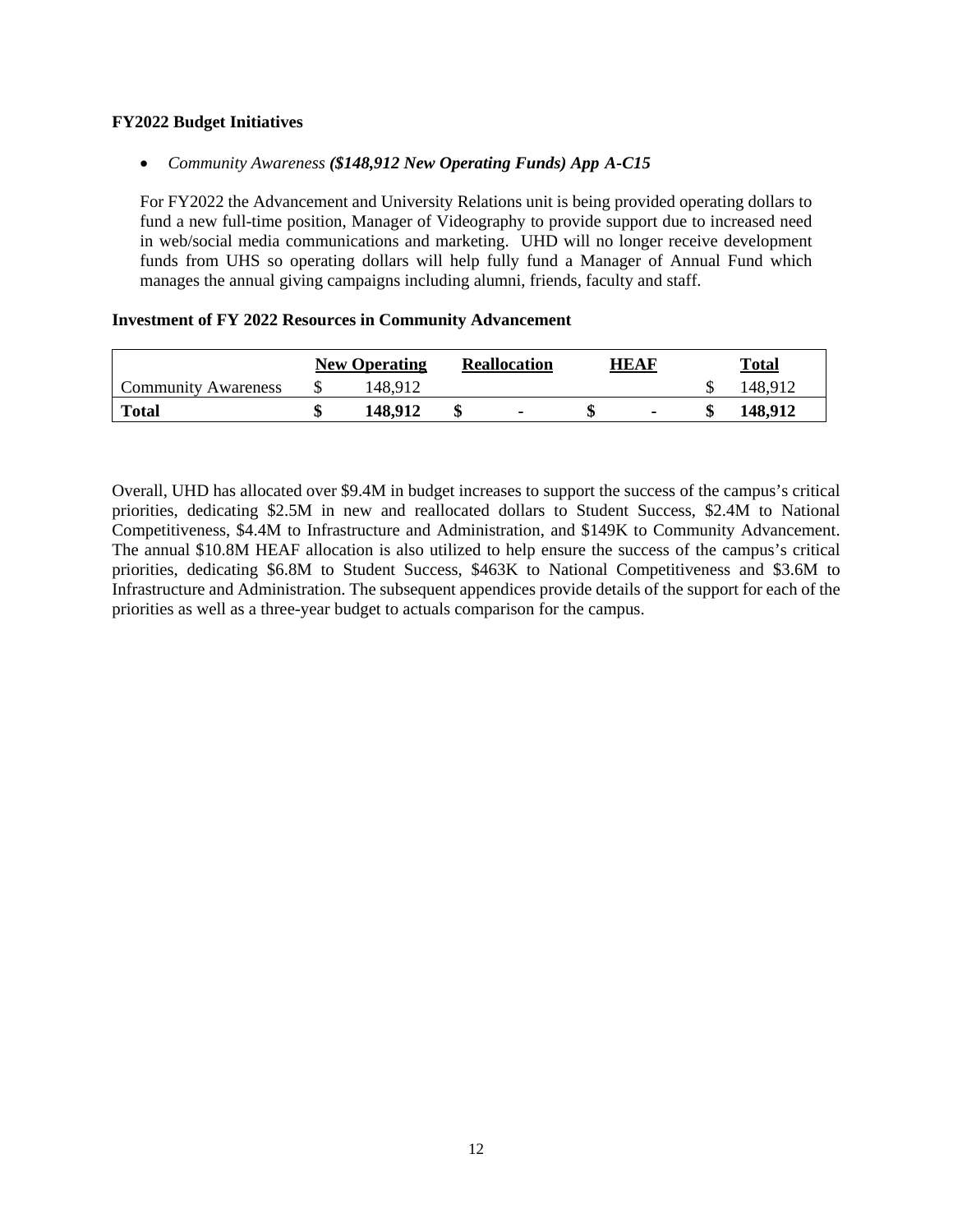**FY2022 Budget Initiatives**

- *Community Awareness **($148,912 New Operating Funds) App A-C15***

For FY2022 the Advancement and University Relations unit is being provided operating dollars to fund a new full-time position, Manager of Videography to provide support due to increased need in web/social media communications and marketing. UHD will no longer receive development funds from UHS so operating dollars will help fully fund a Manager of Annual Fund which manages the annual giving campaigns including alumni, friends, faculty and staff.

**Investment of FY 2022 Resources in Community Advancement**

| | New Operating | Reallocation | HEAF | Total |
|---|---|---|---|---|
| Community Awareness | $ 148,912 | | | $ 148,912 |
| **Total** | **$ 148,912** | **$ -** | **$ -** | **$ 148,912** |

Overall, UHD has allocated over $9.4M in budget increases to support the success of the campus's critical priorities, dedicating $2.5M in new and reallocated dollars to Student Success, $2.4M to National Competitiveness, $4.4M to Infrastructure and Administration, and $149K to Community Advancement. The annual $10.8M HEAF allocation is also utilized to help ensure the success of the campus's critical priorities, dedicating $6.8M to Student Success, $463K to National Competitiveness and $3.6M to Infrastructure and Administration. The subsequent appendices provide details of the support for each of the priorities as well as a three-year budget to actuals comparison for the campus.